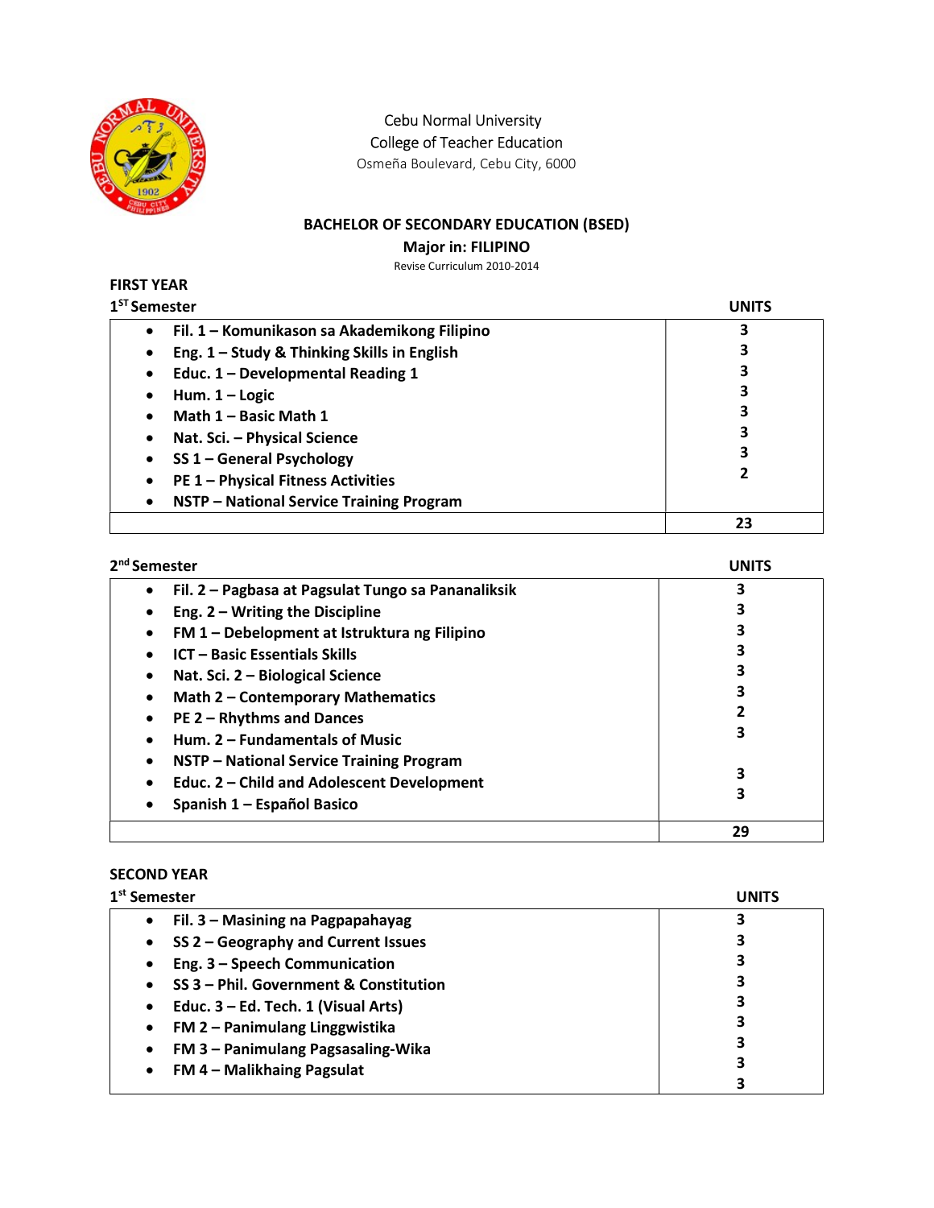Cebu Normal University
College of Teacher Education
Osmeña Boulevard, Cebu City, 6000

## BACHELOR OF SECONDARY EDUCATION (BSED)

### Major in: FILIPINO

Revise Curriculum 2010-2014

### FIRST YEAR

**1[ST] Semester**

| Course | UNITS |
|---|---|
| Fil. 1 – Komunikason sa Akademikong Filipino | 3 |
| Eng. 1 – Study & Thinking Skills in English | 3 |
| Educ. 1 – Developmental Reading 1 | 3 |
| Hum. 1 – Logic | 3 |
| Math 1 – Basic Math 1 | 3 |
| Nat. Sci. – Physical Science | 3 |
| SS 1 – General Psychology | 3 |
| PE 1 – Physical Fitness Activities | 2 |
| NSTP – National Service Training Program | |
| | **23** |

**2[nd] Semester**

| Course | UNITS |
|---|---|
| Fil. 2 – Pagbasa at Pagsulat Tungo sa Pananaliksik | 3 |
| Eng. 2 – Writing the Discipline | 3 |
| FM 1 – Debelopment at Istruktura ng Filipino | 3 |
| ICT – Basic Essentials Skills | 3 |
| Nat. Sci. 2 – Biological Science | 3 |
| Math 2 – Contemporary Mathematics | 3 |
| PE 2 – Rhythms and Dances | 2 |
| Hum. 2 – Fundamentals of Music | 3 |
| NSTP – National Service Training Program | |
| Educ. 2 – Child and Adolescent Development | 3 |
| Spanish 1 – Español Basico | 3 |
| | **29** |

### SECOND YEAR

**1[st] Semester**

| Course | UNITS |
|---|---|
| Fil. 3 – Masining na Pagpapahayag | 3 |
| SS 2 – Geography and Current Issues | 3 |
| Eng. 3 – Speech Communication | 3 |
| SS 3 – Phil. Government & Constitution | 3 |
| Educ. 3 – Ed. Tech. 1 (Visual Arts) | 3 |
| FM 2 – Panimulang Linggwistika | 3 |
| FM 3 – Panimulang Pagsasaling-Wika | 3 |
| FM 4 – Malikhaing Pagsulat | 3 |
| | 3 |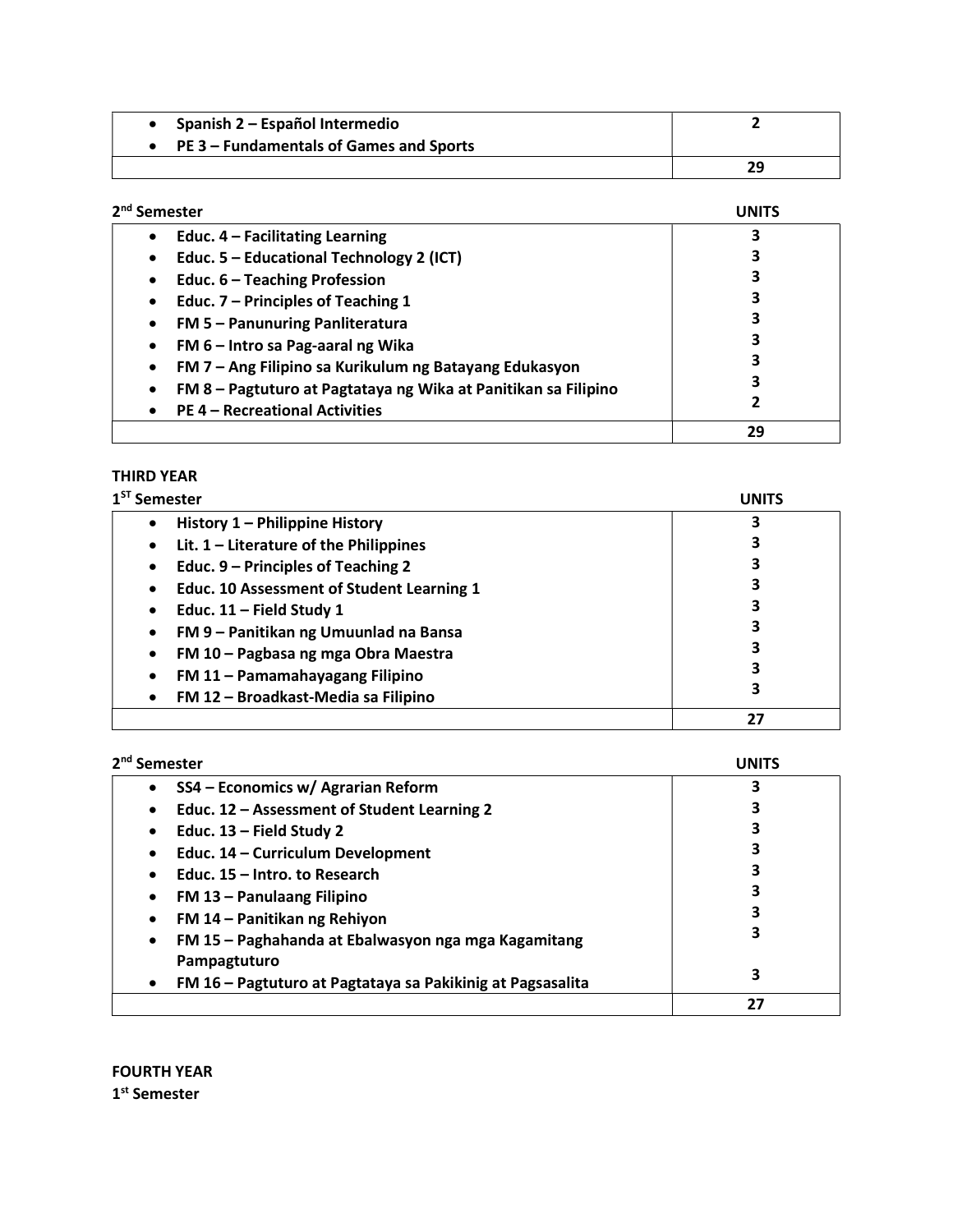| | |
|---|---|
| • Spanish 2 – Español Intermedio<br>• PE 3 – Fundamentals of Games and Sports | 2 |
| | 29 |

**2nd Semester** | **UNITS**

| | UNITS |
|---|---|
| • Educ. 4 – Facilitating Learning | 3 |
| • Educ. 5 – Educational Technology 2 (ICT) | 3 |
| • Educ. 6 – Teaching Profession | 3 |
| • Educ. 7 – Principles of Teaching 1 | 3 |
| • FM 5 – Panunuring Panliteratura | 3 |
| • FM 6 – Intro sa Pag-aaral ng Wika | 3 |
| • FM 7 – Ang Filipino sa Kurikulum ng Batayang Edukasyon | 3 |
| • FM 8 – Pagtuturo at Pagtataya ng Wika at Panitikan sa Filipino | 3 |
| • PE 4 – Recreational Activities | 2 |
| | 29 |

**THIRD YEAR**

**1ST Semester**

| | UNITS |
|---|---|
| • History 1 – Philippine History | 3 |
| • Lit. 1 – Literature of the Philippines | 3 |
| • Educ. 9 – Principles of Teaching 2 | 3 |
| • Educ. 10 Assessment of Student Learning 1 | 3 |
| • Educ. 11 – Field Study 1 | 3 |
| • FM 9 – Panitikan ng Umuunlad na Bansa | 3 |
| • FM 10 – Pagbasa ng mga Obra Maestra | 3 |
| • FM 11 – Pamamahayagang Filipino | 3 |
| • FM 12 – Broadkast-Media sa Filipino | 3 |
| | 27 |

**2nd Semester**

| | UNITS |
|---|---|
| • SS4 – Economics w/ Agrarian Reform | 3 |
| • Educ. 12 – Assessment of Student Learning 2 | 3 |
| • Educ. 13 – Field Study 2 | 3 |
| • Educ. 14 – Curriculum Development | 3 |
| • Educ. 15 – Intro. to Research | 3 |
| • FM 13 – Panulaang Filipino | 3 |
| • FM 14 – Panitikan ng Rehiyon | 3 |
| • FM 15 – Paghahanda at Ebalwasyon nga mga Kagamitang Pampagtuturo | 3 |
| • FM 16 – Pagtuturo at Pagtataya sa Pakikinig at Pagsasalita | 3 |
| | 27 |

**FOURTH YEAR**

**1st Semester**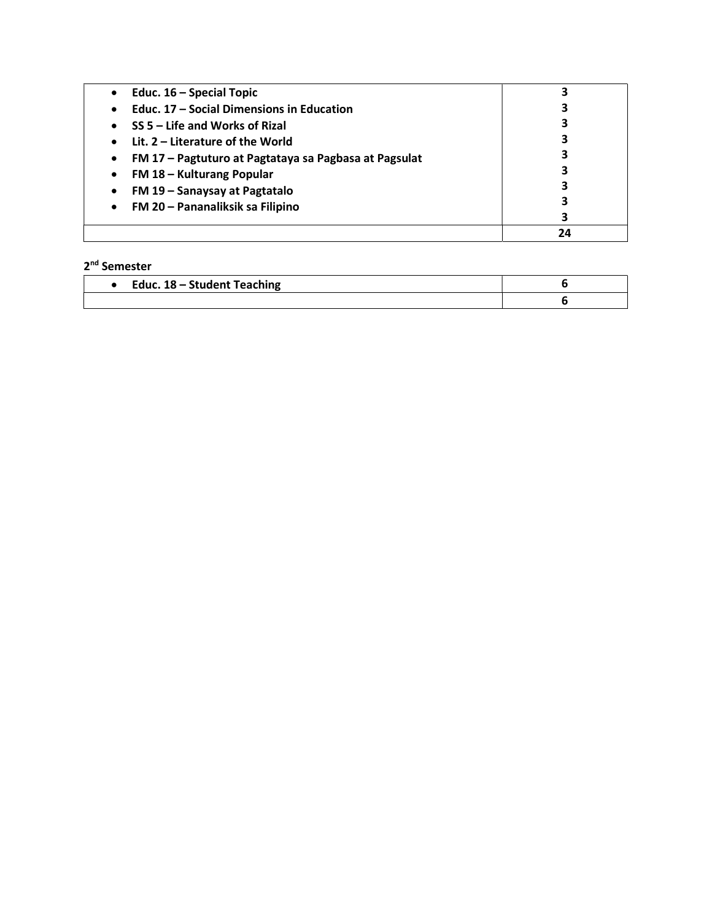| | |
|---|---|
| • **Educ. 16 – Special Topic** | **3** |
| • **Educ. 17 – Social Dimensions in Education** | **3** |
| • **SS 5 – Life and Works of Rizal** | **3** |
| • **Lit. 2 – Literature of the World** | **3** |
| • **FM 17 – Pagtuturo at Pagtataya sa Pagbasa at Pagsulat** | **3** |
| • **FM 18 – Kulturang Popular** | **3** |
| • **FM 19 – Sanaysay at Pagtatalo** | **3** |
| • **FM 20 – Pananaliksik sa Filipino** | **3** |
| | **3** |
| | **24** |

**2nd Semester**

| | |
|---|---|
| • **Educ. 18 – Student Teaching** | **6** |
| | **6** |